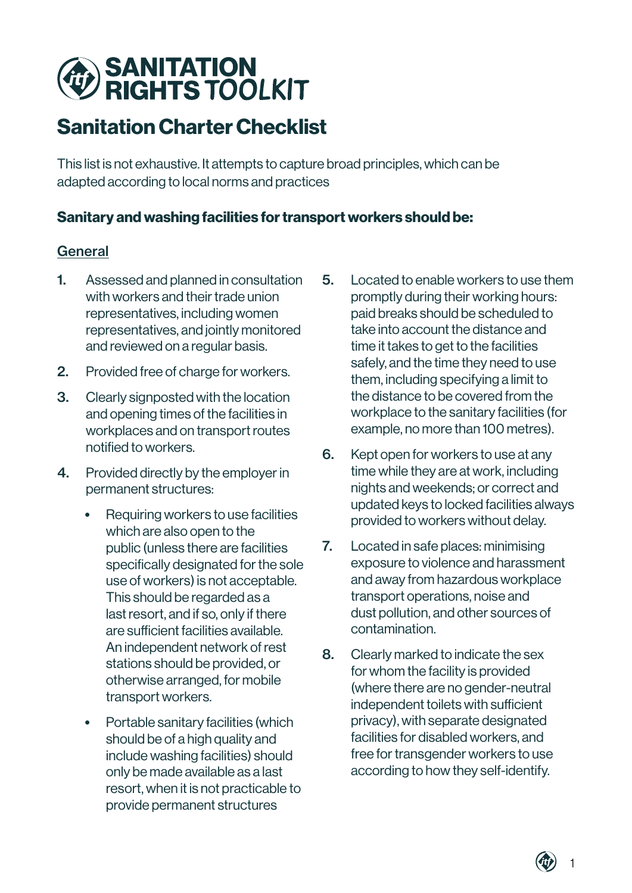# SANITATION RIGHTS TOOLKIT

## Sanitation Charter Checklist

This list is not exhaustive. It attempts to capture broad principles, which can be adapted according to local norms and practices

### Sanitary and washing facilities for transport workers should be:

<u>General</u>

1. Assessed and planned in consultation with workers and their trade union representatives, including women representatives, and jointly monitored and reviewed on a regular basis.
2. Provided free of charge for workers.
3. Clearly signposted with the location and opening times of the facilities in workplaces and on transport routes notified to workers.
4. Provided directly by the employer in permanent structures:
   - Requiring workers to use facilities which are also open to the public (unless there are facilities specifically designated for the sole use of workers) is not acceptable. This should be regarded as a last resort, and if so, only if there are sufficient facilities available. An independent network of rest stations should be provided, or otherwise arranged, for mobile transport workers.
   - Portable sanitary facilities (which should be of a high quality and include washing facilities) should only be made available as a last resort, when it is not practicable to provide permanent structures
5. Located to enable workers to use them promptly during their working hours: paid breaks should be scheduled to take into account the distance and time it takes to get to the facilities safely, and the time they need to use them, including specifying a limit to the distance to be covered from the workplace to the sanitary facilities (for example, no more than 100 metres).
6. Kept open for workers to use at any time while they are at work, including nights and weekends; or correct and updated keys to locked facilities always provided to workers without delay.
7. Located in safe places: minimising exposure to violence and harassment and away from hazardous workplace transport operations, noise and dust pollution, and other sources of contamination.
8. Clearly marked to indicate the sex for whom the facility is provided (where there are no gender-neutral independent toilets with sufficient privacy), with separate designated facilities for disabled workers, and free for transgender workers to use according to how they self-identify.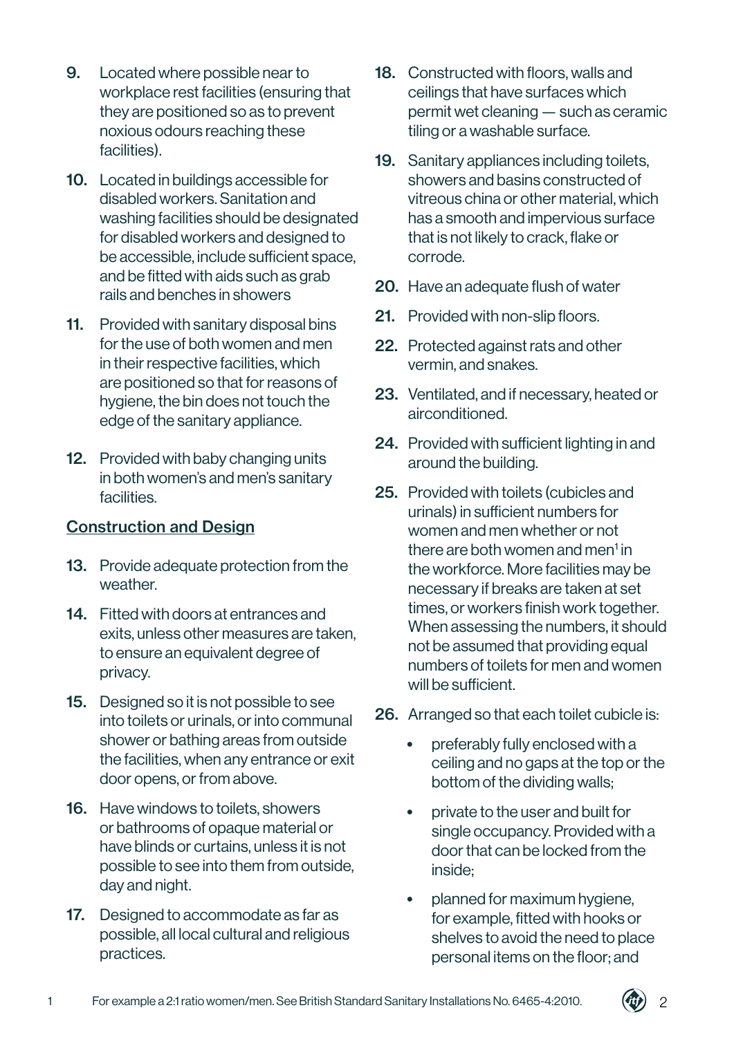9. Located where possible near to workplace rest facilities (ensuring that they are positioned so as to prevent noxious odours reaching these facilities).

10. Located in buildings accessible for disabled workers. Sanitation and washing facilities should be designated for disabled workers and designed to be accessible, include sufficient space, and be fitted with aids such as grab rails and benches in showers

11. Provided with sanitary disposal bins for the use of both women and men in their respective facilities, which are positioned so that for reasons of hygiene, the bin does not touch the edge of the sanitary appliance.

12. Provided with baby changing units in both women's and men's sanitary facilities.

## Construction and Design

13. Provide adequate protection from the weather.

14. Fitted with doors at entrances and exits, unless other measures are taken, to ensure an equivalent degree of privacy.

15. Designed so it is not possible to see into toilets or urinals, or into communal shower or bathing areas from outside the facilities, when any entrance or exit door opens, or from above.

16. Have windows to toilets, showers or bathrooms of opaque material or have blinds or curtains, unless it is not possible to see into them from outside, day and night.

17. Designed to accommodate as far as possible, all local cultural and religious practices.

18. Constructed with floors, walls and ceilings that have surfaces which permit wet cleaning — such as ceramic tiling or a washable surface.

19. Sanitary appliances including toilets, showers and basins constructed of vitreous china or other material, which has a smooth and impervious surface that is not likely to crack, flake or corrode.

20. Have an adequate flush of water

21. Provided with non-slip floors.

22. Protected against rats and other vermin, and snakes.

23. Ventilated, and if necessary, heated or airconditioned.

24. Provided with sufficient lighting in and around the building.

25. Provided with toilets (cubicles and urinals) in sufficient numbers for women and men whether or not there are both women and men[1] in the workforce. More facilities may be necessary if breaks are taken at set times, or workers finish work together. When assessing the numbers, it should not be assumed that providing equal numbers of toilets for men and women will be sufficient.

26. Arranged so that each toilet cubicle is:
    - preferably fully enclosed with a ceiling and no gaps at the top or the bottom of the dividing walls;
    - private to the user and built for single occupancy. Provided with a door that can be locked from the inside;
    - planned for maximum hygiene, for example, fitted with hooks or shelves to avoid the need to place personal items on the floor; and

[1] For example a 2:1 ratio women/men. See British Standard Sanitary Installations No. 6465-4:2010.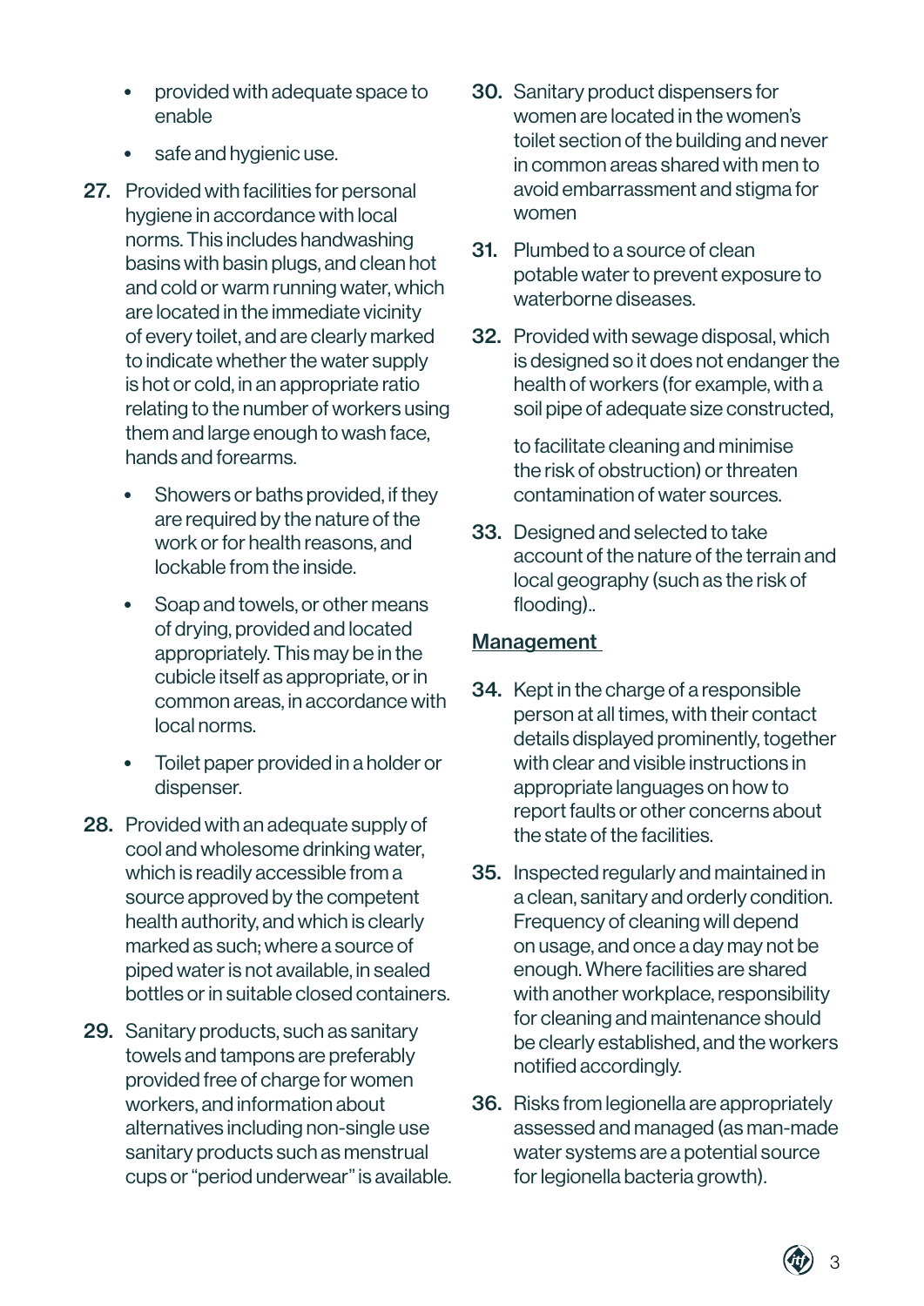- provided with adequate space to enable
- safe and hygienic use.

27. Provided with facilities for personal hygiene in accordance with local norms. This includes handwashing basins with basin plugs, and clean hot and cold or warm running water, which are located in the immediate vicinity of every toilet, and are clearly marked to indicate whether the water supply is hot or cold, in an appropriate ratio relating to the number of workers using them and large enough to wash face, hands and forearms.
    - Showers or baths provided, if they are required by the nature of the work or for health reasons, and lockable from the inside.
    - Soap and towels, or other means of drying, provided and located appropriately. This may be in the cubicle itself as appropriate, or in common areas, in accordance with local norms.
    - Toilet paper provided in a holder or dispenser.
28. Provided with an adequate supply of cool and wholesome drinking water, which is readily accessible from a source approved by the competent health authority, and which is clearly marked as such; where a source of piped water is not available, in sealed bottles or in suitable closed containers.
29. Sanitary products, such as sanitary towels and tampons are preferably provided free of charge for women workers, and information about alternatives including non-single use sanitary products such as menstrual cups or "period underwear" is available.
30. Sanitary product dispensers for women are located in the women's toilet section of the building and never in common areas shared with men to avoid embarrassment and stigma for women
31. Plumbed to a source of clean potable water to prevent exposure to waterborne diseases.
32. Provided with sewage disposal, which is designed so it does not endanger the health of workers (for example, with a soil pipe of adequate size constructed,

    to facilitate cleaning and minimise the risk of obstruction) or threaten contamination of water sources.
33. Designed and selected to take account of the nature of the terrain and local geography (such as the risk of flooding)..

## Management

34. Kept in the charge of a responsible person at all times, with their contact details displayed prominently, together with clear and visible instructions in appropriate languages on how to report faults or other concerns about the state of the facilities.
35. Inspected regularly and maintained in a clean, sanitary and orderly condition. Frequency of cleaning will depend on usage, and once a day may not be enough. Where facilities are shared with another workplace, responsibility for cleaning and maintenance should be clearly established, and the workers notified accordingly.
36. Risks from legionella are appropriately assessed and managed (as man-made water systems are a potential source for legionella bacteria growth).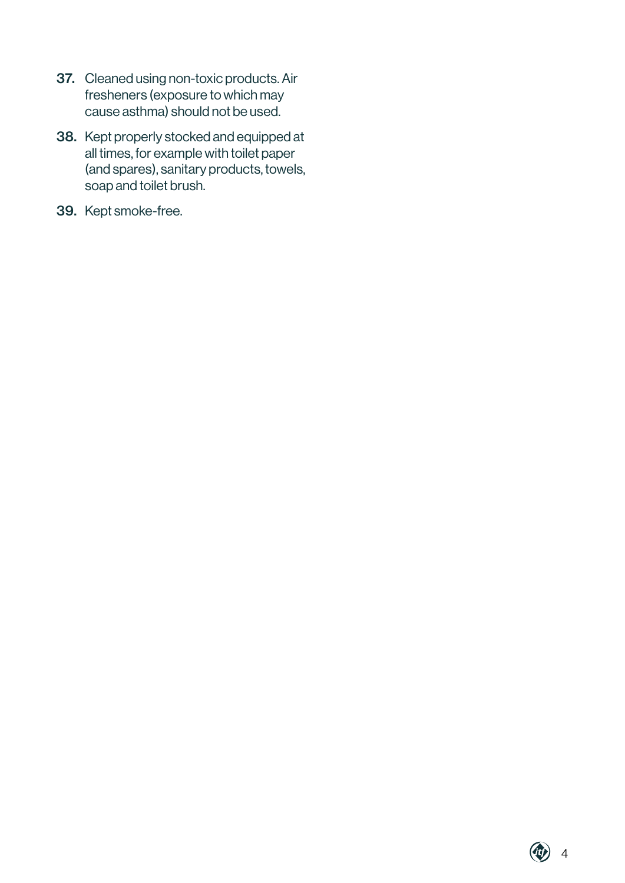37. Cleaned using non-toxic products. Air fresheners (exposure to which may cause asthma) should not be used.
38. Kept properly stocked and equipped at all times, for example with toilet paper (and spares), sanitary products, towels, soap and toilet brush.
39. Kept smoke-free.